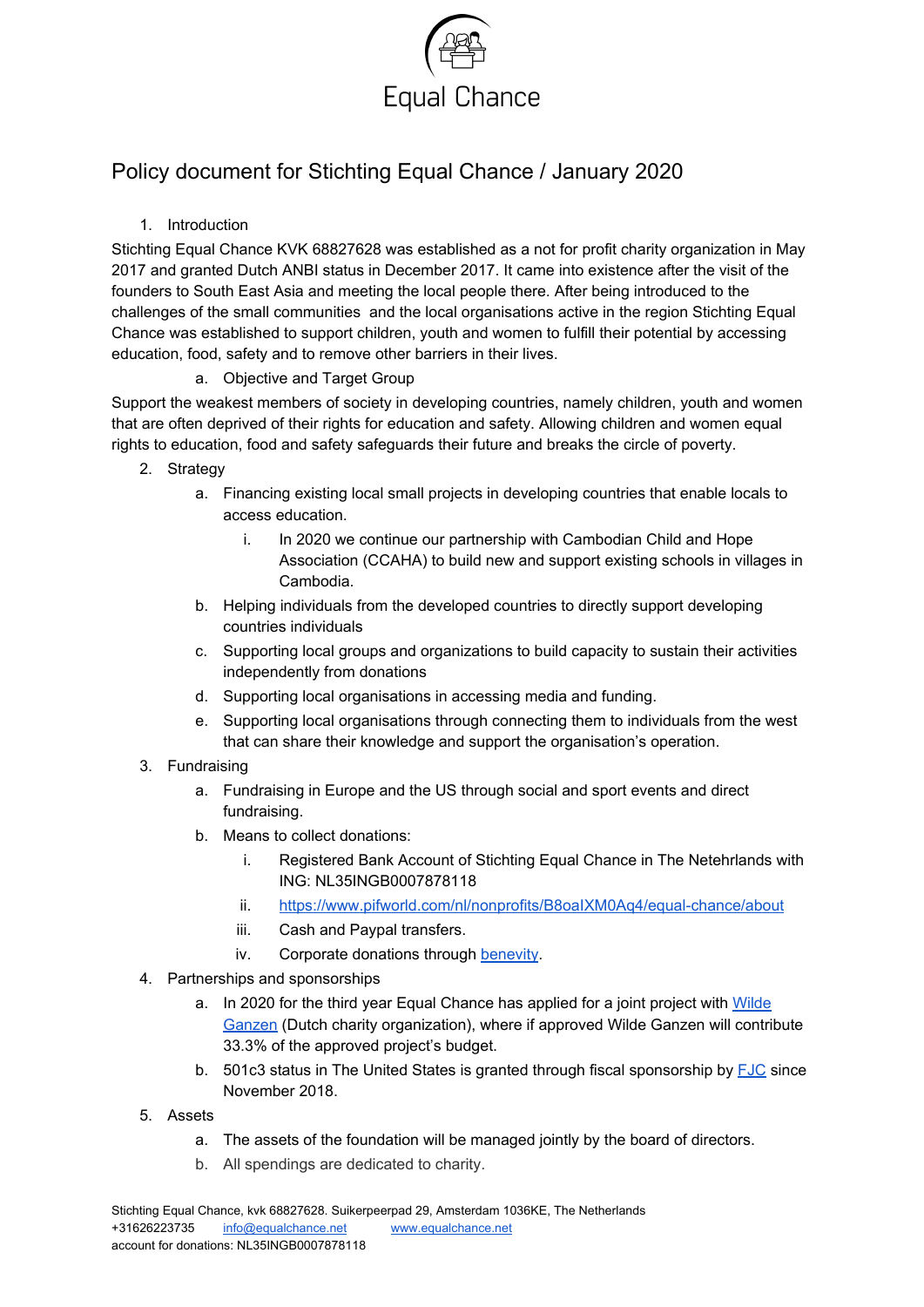Equal Chance

# Policy document for Stichting Equal Chance / January 2020

1. Introduction

Stichting Equal Chance KVK 68827628 was established as a not for profit charity organization in May 2017 and granted Dutch ANBI status in December 2017. It came into existence after the visit of the founders to South East Asia and meeting the local people there. After being introduced to the challenges of the small communities and the local organisations active in the region Stichting Equal Chance was established to support children, youth and women to fulfill their potential by accessing education, food, safety and to remove other barriers in their lives.

a. Objective and Target Group

Support the weakest members of society in developing countries, namely children, youth and women that are often deprived of their rights for education and safety. Allowing children and women equal rights to education, food and safety safeguards their future and breaks the circle of poverty.

2. Strategy
    a. Financing existing local small projects in developing countries that enable locals to access education.
        i. In 2020 we continue our partnership with Cambodian Child and Hope Association (CCAHA) to build new and support existing schools in villages in Cambodia.
    b. Helping individuals from the developed countries to directly support developing countries individuals
    c. Supporting local groups and organizations to build capacity to sustain their activities independently from donations
    d. Supporting local organisations in accessing media and funding.
    e. Supporting local organisations through connecting them to individuals from the west that can share their knowledge and support the organisation's operation.
3. Fundraising
    a. Fundraising in Europe and the US through social and sport events and direct fundraising.
    b. Means to collect donations:
        i. Registered Bank Account of Stichting Equal Chance in The Netehrlands with ING: NL35INGB0007878118
        ii. https://www.pifworld.com/nl/nonprofits/B8oaIXM0Aq4/equal-chance/about
        iii. Cash and Paypal transfers.
        iv. Corporate donations through benevity.
4. Partnerships and sponsorships
    a. In 2020 for the third year Equal Chance has applied for a joint project with Wilde Ganzen (Dutch charity organization), where if approved Wilde Ganzen will contribute 33.3% of the approved project's budget.
    b. 501c3 status in The United States is granted through fiscal sponsorship by FJC since November 2018.
5. Assets
    a. The assets of the foundation will be managed jointly by the board of directors.
    b. All spendings are dedicated to charity.

Stichting Equal Chance, kvk 68827628. Suikerpeerpad 29, Amsterdam 1036KE, The Netherlands
+31626223735 info@equalchance.net www.equalchance.net
account for donations: NL35INGB0007878118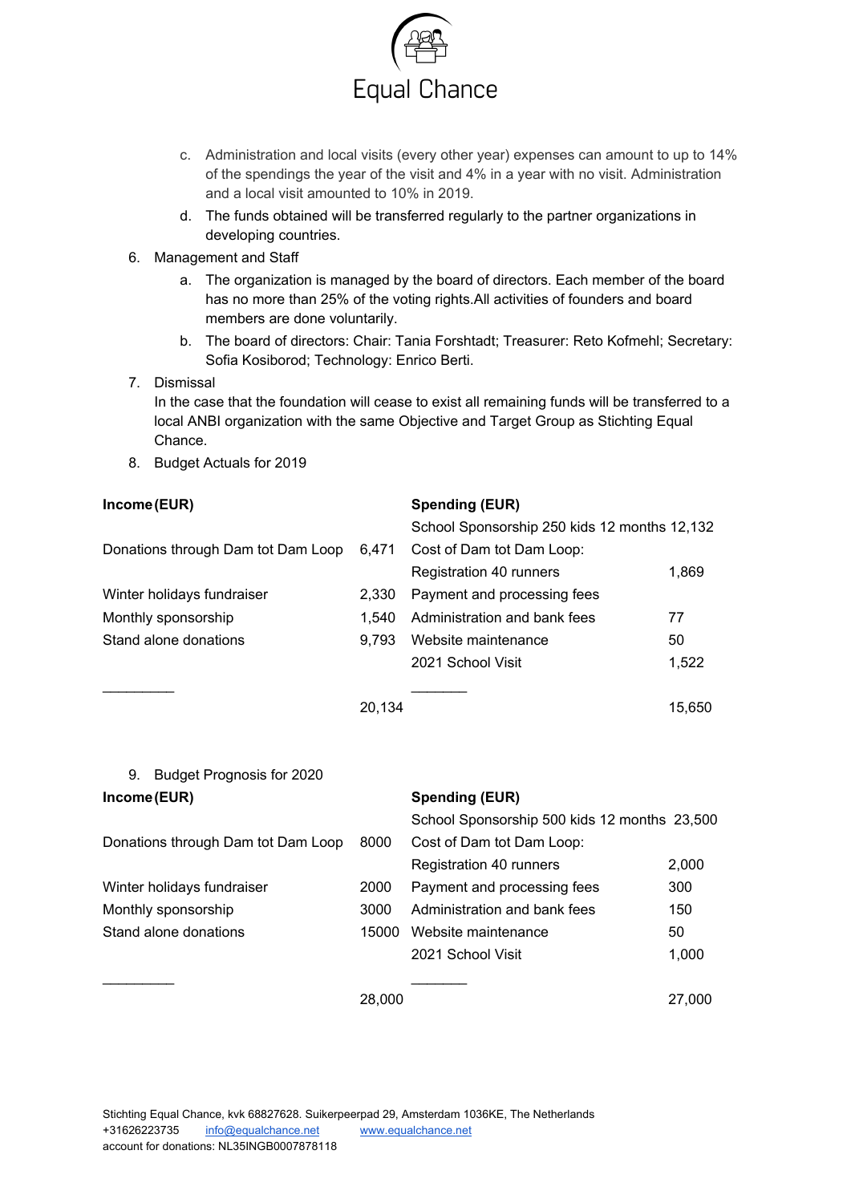Equal Chance

   c. Administration and local visits (every other year) expenses can amount to up to 14% of the spendings the year of the visit and 4% in a year with no visit. Administration and a local visit amounted to 10% in 2019.
   d. The funds obtained will be transferred regularly to the partner organizations in developing countries.

6. Management and Staff
   a. The organization is managed by the board of directors. Each member of the board has no more than 25% of the voting rights.All activities of founders and board members are done voluntarily.
   b. The board of directors: Chair: Tania Forshtadt; Treasurer: Reto Kofmehl; Secretary: Sofia Kosiborod; Technology: Enrico Berti.
7. Dismissal
   In the case that the foundation will cease to exist all remaining funds will be transferred to a local ANBI organization with the same Objective and Target Group as Stichting Equal Chance.
8. Budget Actuals for 2019

| **Income (EUR)** | | **Spending (EUR)** | |
|---|---|---|---|
| | | School Sponsorship 250 kids 12 months | 12,132 |
| Donations through Dam tot Dam Loop | 6,471 | Cost of Dam tot Dam Loop: | |
| | | Registration 40 runners | 1,869 |
| Winter holidays fundraiser | 2,330 | Payment and processing fees | |
| Monthly sponsorship | 1,540 | Administration and bank fees | 77 |
| Stand alone donations | 9,793 | Website maintenance | 50 |
| | | 2021 School Visit | 1,522 |
| | 20,134 | | 15,650 |

9. Budget Prognosis for 2020

| **Income (EUR)** | | **Spending (EUR)** | |
|---|---|---|---|
| | | School Sponsorship 500 kids 12 months | 23,500 |
| Donations through Dam tot Dam Loop | 8000 | Cost of Dam tot Dam Loop: | |
| | | Registration 40 runners | 2,000 |
| Winter holidays fundraiser | 2000 | Payment and processing fees | 300 |
| Monthly sponsorship | 3000 | Administration and bank fees | 150 |
| Stand alone donations | 15000 | Website maintenance | 50 |
| | | 2021 School Visit | 1,000 |
| | 28,000 | | 27,000 |

Stichting Equal Chance, kvk 68827628. Suikerpeerpad 29, Amsterdam 1036KE, The Netherlands
+31626223735 info@equalchance.net www.equalchance.net
account for donations: NL35INGB0007878118